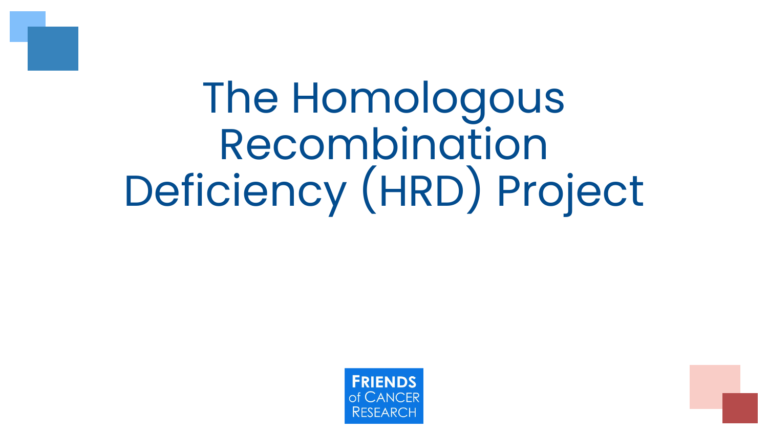# The Homologous Recombination Deficiency (HRD) Project

FRIENDS of CANCER RESEARCH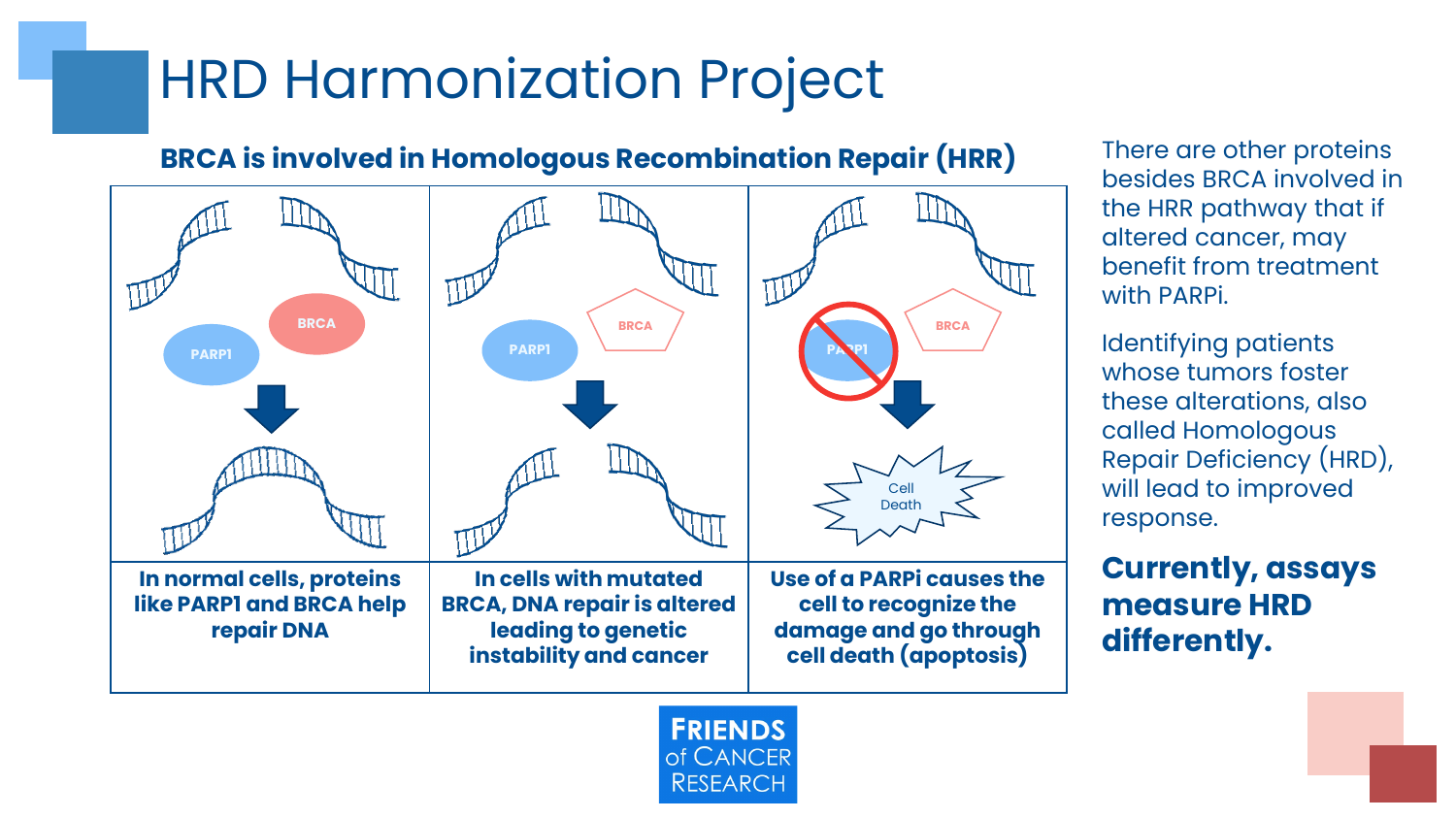# HRD Harmonization Project

## BRCA is involved in Homologous Recombination Repair (HRR)

| In normal cells, proteins like PARP1 and BRCA help repair DNA | In cells with mutated BRCA, DNA repair is altered leading to genetic instability and cancer | Use of a PARPi causes the cell to recognize the damage and go through cell death (apoptosis) |
|---|---|---|

There are other proteins besides BRCA involved in the HRR pathway that if altered cancer, may benefit from treatment with PARPi.

Identifying patients whose tumors foster these alterations, also called Homologous Repair Deficiency (HRD), will lead to improved response.

**Currently, assays measure HRD differently.**

FRIENDS of CANCER RESEARCH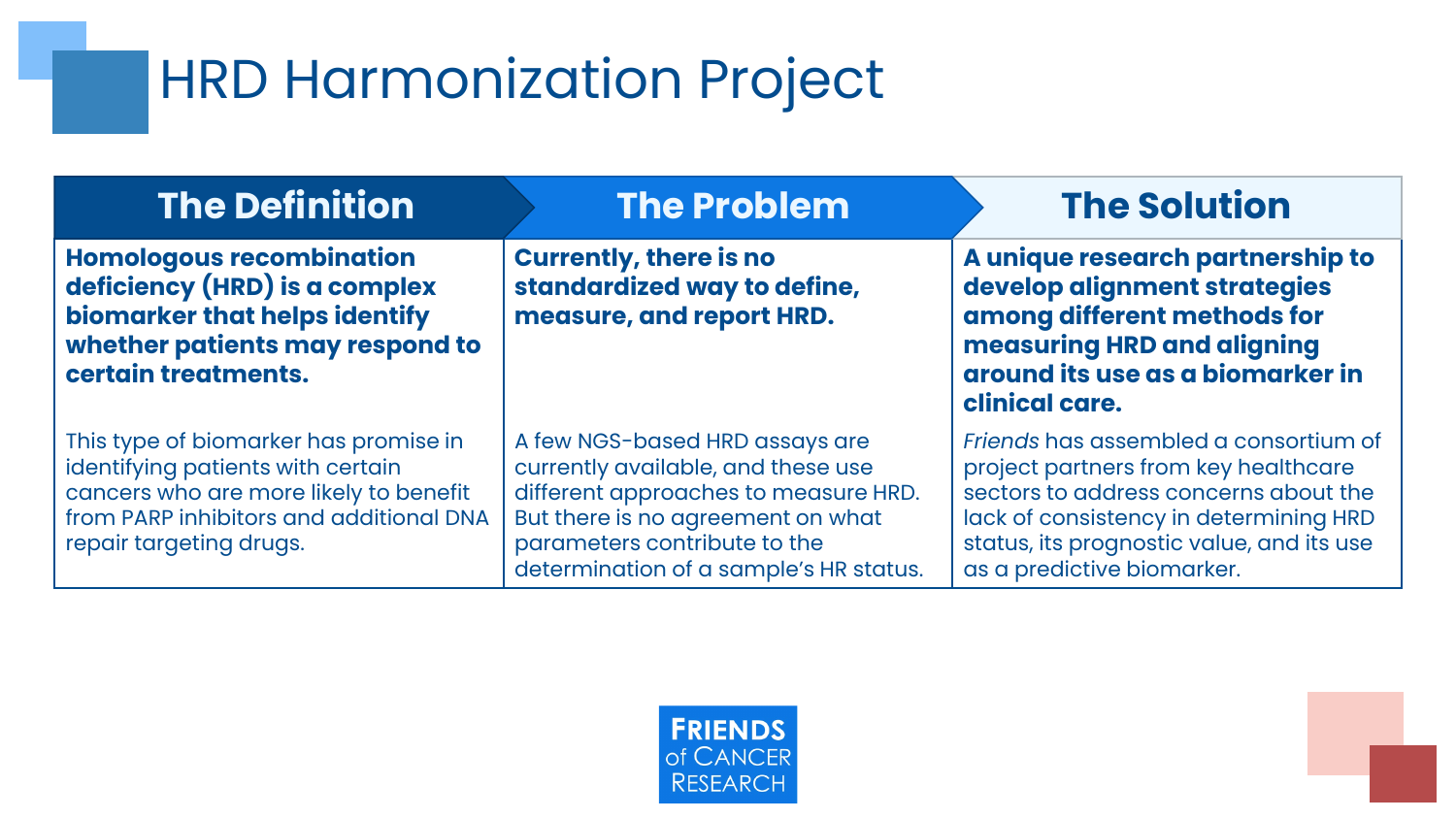# HRD Harmonization Project

| The Definition | The Problem | The Solution |
| --- | --- | --- |
| **Homologous recombination deficiency (HRD) is a complex biomarker that helps identify whether patients may respond to certain treatments.** | **Currently, there is no standardized way to define, measure, and report HRD.** | **A unique research partnership to develop alignment strategies among different methods for measuring HRD and aligning around its use as a biomarker in clinical care.** |
| This type of biomarker has promise in identifying patients with certain cancers who are more likely to benefit from PARP inhibitors and additional DNA repair targeting drugs. | A few NGS-based HRD assays are currently available, and these use different approaches to measure HRD. But there is no agreement on what parameters contribute to the determination of a sample's HR status. | *Friends* has assembled a consortium of project partners from key healthcare sectors to address concerns about the lack of consistency in determining HRD status, its prognostic value, and its use as a predictive biomarker. |

FRIENDS of CANCER RESEARCH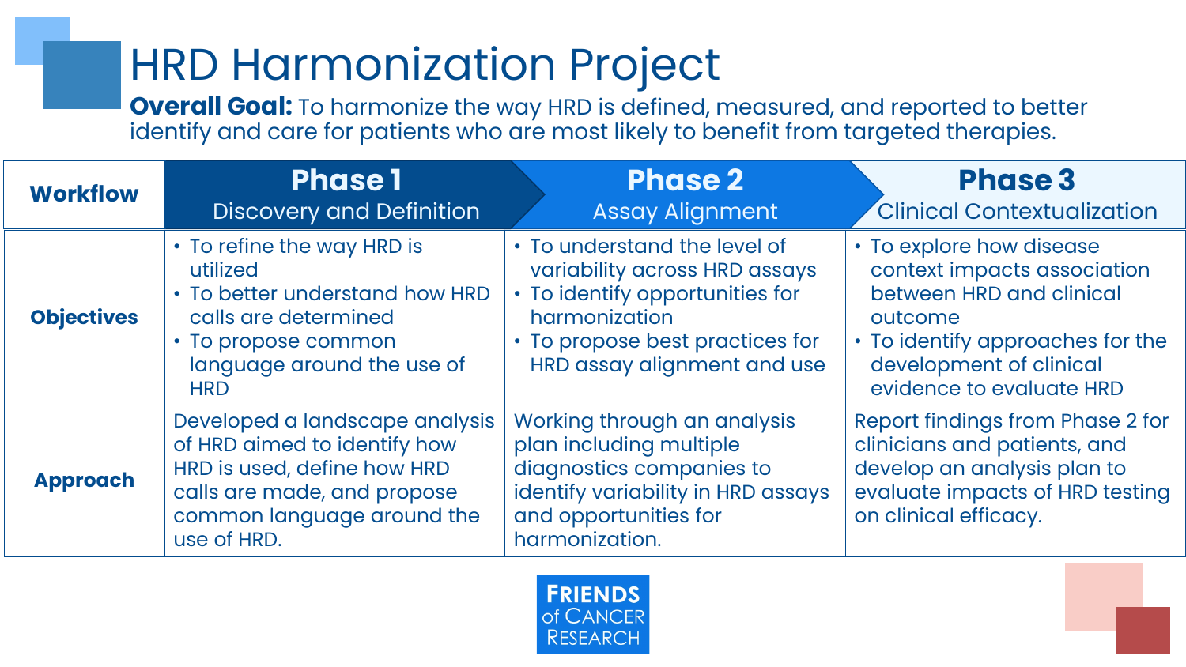# HRD Harmonization Project

**Overall Goal:** To harmonize the way HRD is defined, measured, and reported to better identify and care for patients who are most likely to benefit from targeted therapies.

| Workflow | Phase 1<br>Discovery and Definition | Phase 2<br>Assay Alignment | Phase 3<br>Clinical Contextualization |
|---|---|---|---|
| **Objectives** | • To refine the way HRD is utilized<br>• To better understand how HRD calls are determined<br>• To propose common language around the use of HRD | • To understand the level of variability across HRD assays<br>• To identify opportunities for harmonization<br>• To propose best practices for HRD assay alignment and use | • To explore how disease context impacts association between HRD and clinical outcome<br>• To identify approaches for the development of clinical evidence to evaluate HRD |
| **Approach** | Developed a landscape analysis of HRD aimed to identify how HRD is used, define how HRD calls are made, and propose common language around the use of HRD. | Working through an analysis plan including multiple diagnostics companies to identify variability in HRD assays and opportunities for harmonization. | Report findings from Phase 2 for clinicians and patients, and develop an analysis plan to evaluate impacts of HRD testing on clinical efficacy. |

FRIENDS of CANCER RESEARCH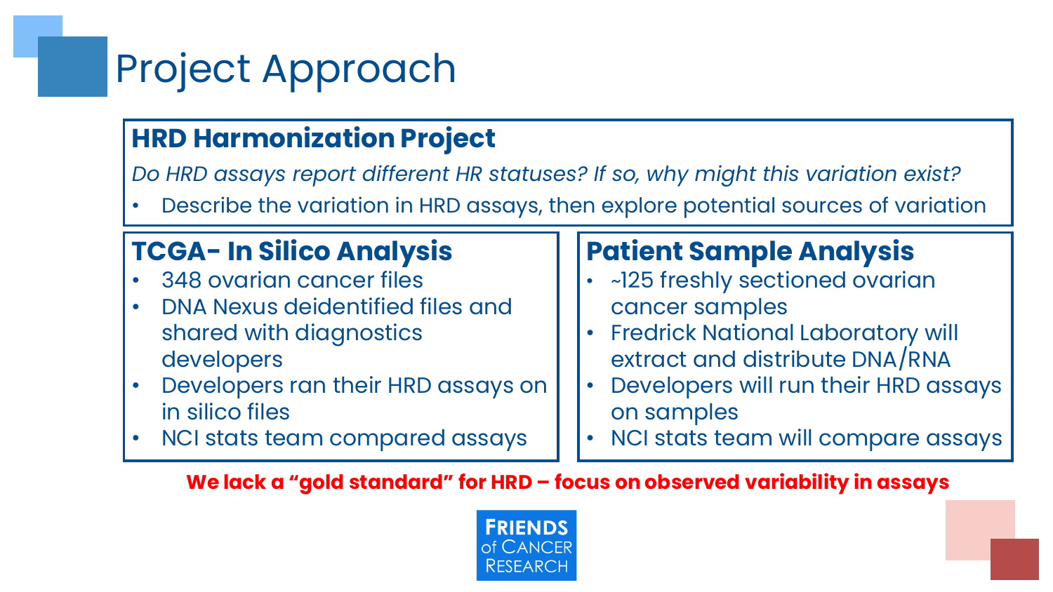# Project Approach

## HRD Harmonization Project

*Do HRD assays report different HR statuses? If so, why might this variation exist?*

- Describe the variation in HRD assays, then explore potential sources of variation

## TCGA- In Silico Analysis

- 348 ovarian cancer files
- DNA Nexus deidentified files and shared with diagnostics developers
- Developers ran their HRD assays on in silico files
- NCI stats team compared assays

## Patient Sample Analysis

- ~125 freshly sectioned ovarian cancer samples
- Fredrick National Laboratory will extract and distribute DNA/RNA
- Developers will run their HRD assays on samples
- NCI stats team will compare assays

**We lack a "gold standard" for HRD – focus on observed variability in assays**

FRIENDS of CANCER RESEARCH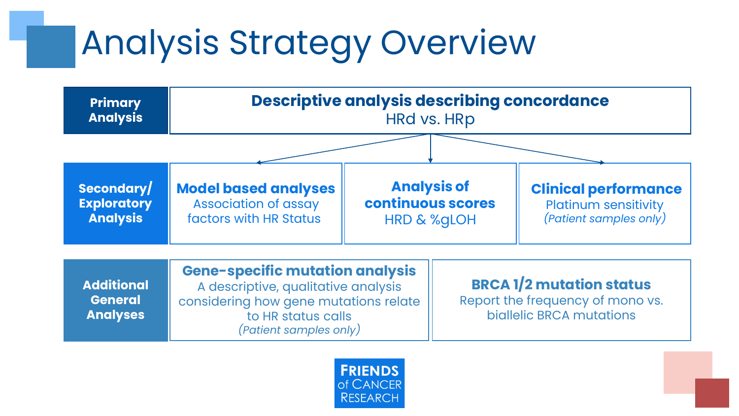# Analysis Strategy Overview

**Primary Analysis**

**Descriptive analysis describing concordance**
HRd vs. HRp

**Secondary/ Exploratory Analysis**

**Model based analyses**
Association of assay factors with HR Status

**Analysis of continuous scores**
HRD & %gLOH

**Clinical performance**
Platinum sensitivity
*(Patient samples only)*

**Additional General Analyses**

**Gene-specific mutation analysis**
A descriptive, qualitative analysis considering how gene mutations relate to HR status calls
*(Patient samples only)*

**BRCA 1/2 mutation status**
Report the frequency of mono vs. biallelic BRCA mutations

FRIENDS of CANCER RESEARCH